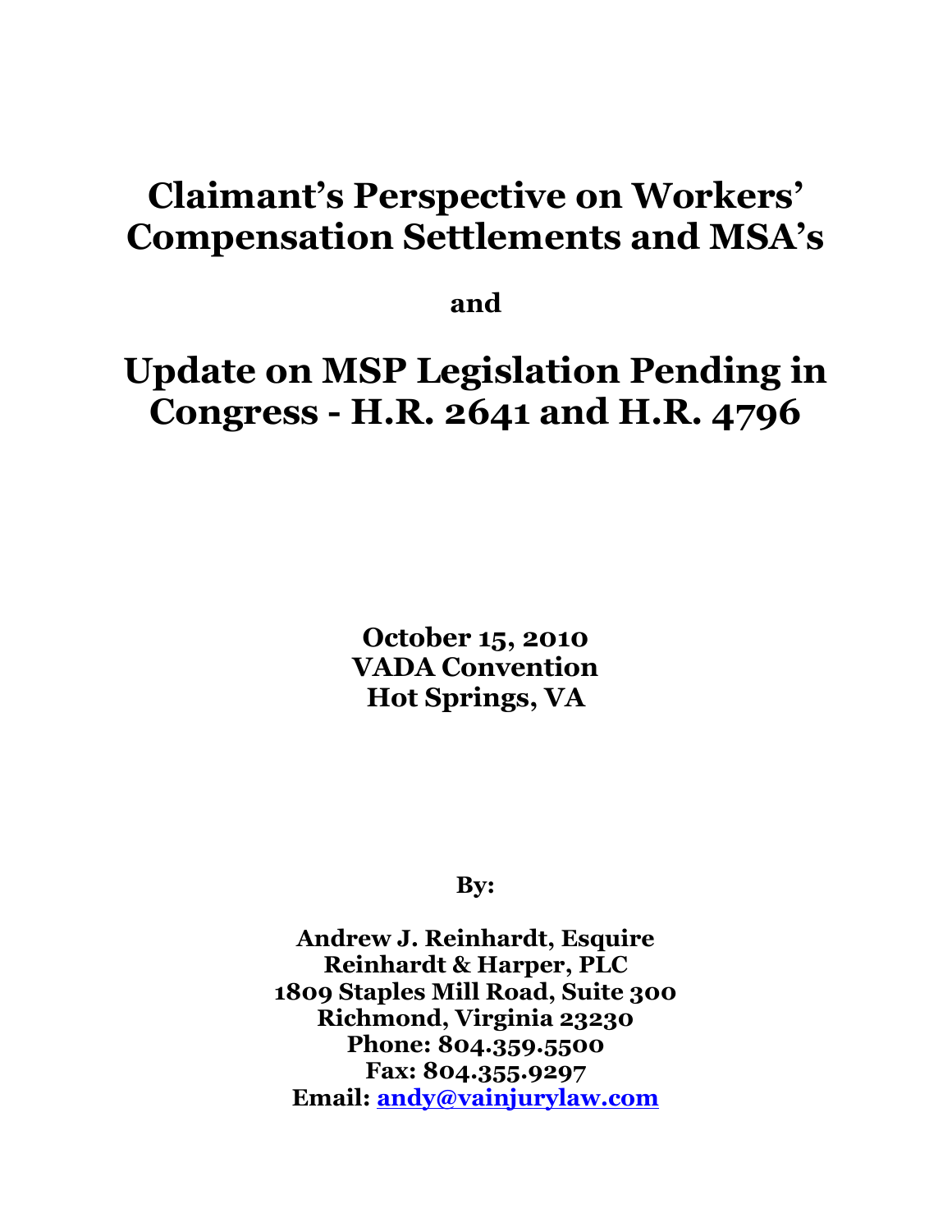# Claimant's Perspective on Workers' Compensation Settlements and MSA's

**and**

# Update on MSP Legislation Pending in Congress - H.R. 2641 and H.R. 4796

**October 15, 2010**
**VADA Convention**
**Hot Springs, VA**

**By:**

**Andrew J. Reinhardt, Esquire**
**Reinhardt & Harper, PLC**
**1809 Staples Mill Road, Suite 300**
**Richmond, Virginia 23230**
**Phone: 804.359.5500**
**Fax: 804.355.9297**
**Email: [andy@vainjurylaw.com](mailto:andy@vainjurylaw.com)**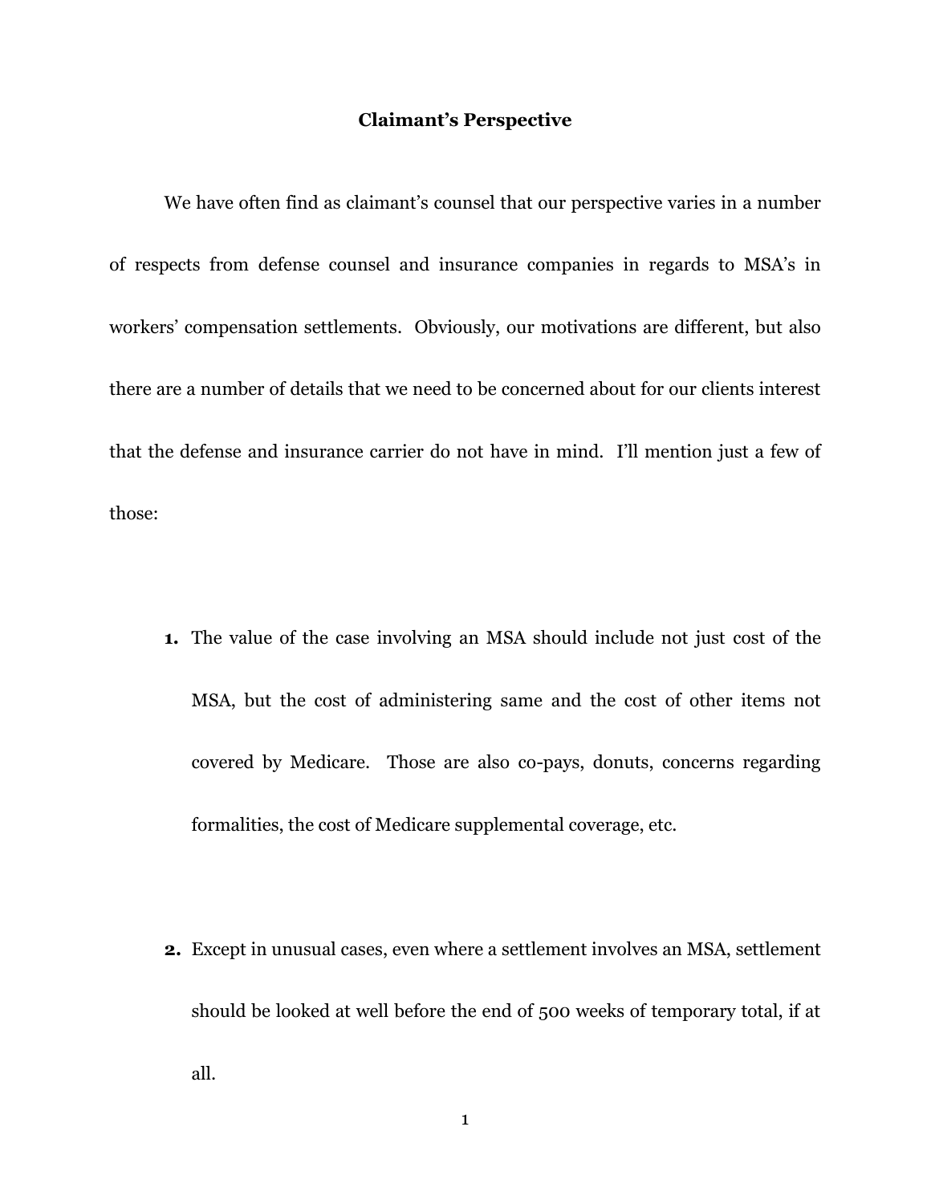## Claimant's Perspective

We have often find as claimant's counsel that our perspective varies in a number of respects from defense counsel and insurance companies in regards to MSA's in workers' compensation settlements. Obviously, our motivations are different, but also there are a number of details that we need to be concerned about for our clients interest that the defense and insurance carrier do not have in mind. I'll mention just a few of those:

1. The value of the case involving an MSA should include not just cost of the MSA, but the cost of administering same and the cost of other items not covered by Medicare. Those are also co-pays, donuts, concerns regarding formalities, the cost of Medicare supplemental coverage, etc.

2. Except in unusual cases, even where a settlement involves an MSA, settlement should be looked at well before the end of 500 weeks of temporary total, if at all.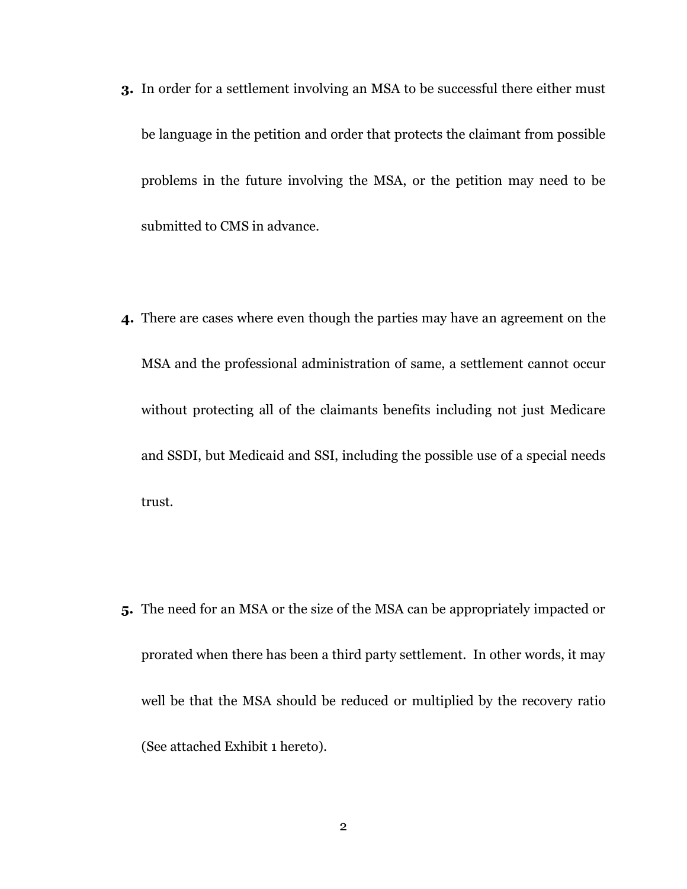3. In order for a settlement involving an MSA to be successful there either must be language in the petition and order that protects the claimant from possible problems in the future involving the MSA, or the petition may need to be submitted to CMS in advance.

4. There are cases where even though the parties may have an agreement on the MSA and the professional administration of same, a settlement cannot occur without protecting all of the claimants benefits including not just Medicare and SSDI, but Medicaid and SSI, including the possible use of a special needs trust.

5. The need for an MSA or the size of the MSA can be appropriately impacted or prorated when there has been a third party settlement. In other words, it may well be that the MSA should be reduced or multiplied by the recovery ratio (See attached Exhibit 1 hereto).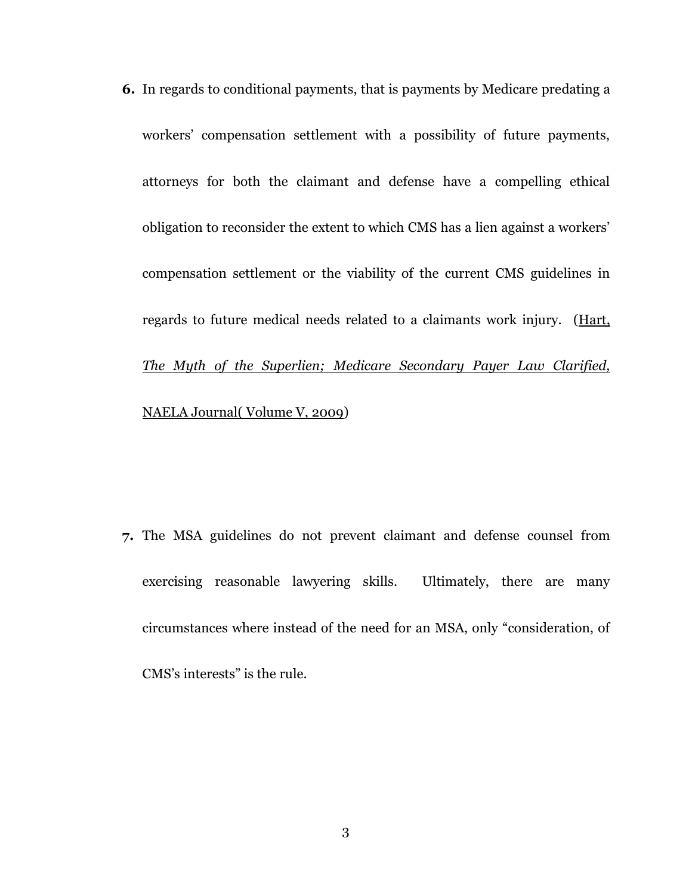6. In regards to conditional payments, that is payments by Medicare predating a workers' compensation settlement with a possibility of future payments, attorneys for both the claimant and defense have a compelling ethical obligation to reconsider the extent to which CMS has a lien against a workers' compensation settlement or the viability of the current CMS guidelines in regards to future medical needs related to a claimants work injury. (Hart, *The Myth of the Superlien; Medicare Secondary Payer Law Clarified,* NAELA Journal( Volume V, 2009)

7. The MSA guidelines do not prevent claimant and defense counsel from exercising reasonable lawyering skills. Ultimately, there are many circumstances where instead of the need for an MSA, only "consideration, of CMS's interests" is the rule.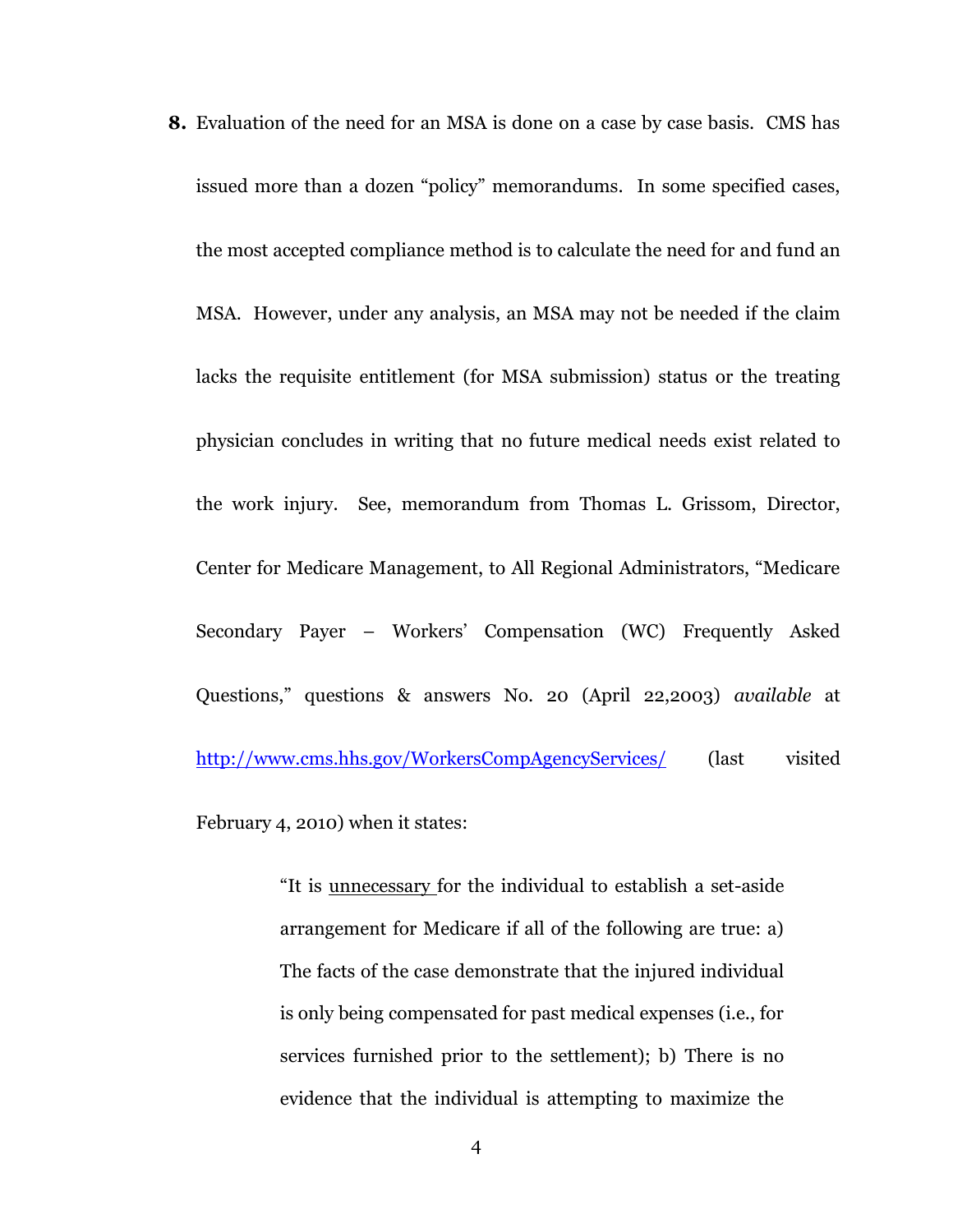**8.** Evaluation of the need for an MSA is done on a case by case basis. CMS has issued more than a dozen "policy" memorandums. In some specified cases, the most accepted compliance method is to calculate the need for and fund an MSA. However, under any analysis, an MSA may not be needed if the claim lacks the requisite entitlement (for MSA submission) status or the treating physician concludes in writing that no future medical needs exist related to the work injury. See, memorandum from Thomas L. Grissom, Director, Center for Medicare Management, to All Regional Administrators, "Medicare Secondary Payer – Workers' Compensation (WC) Frequently Asked Questions," questions & answers No. 20 (April 22,2003) *available* at [http://www.cms.hhs.gov/WorkersCompAgencyServices/](http://www.cms.hhs.gov/WorkersCompAgencyServices/) (last visited February 4, 2010) when it states:

> "It is <u>unnecessary</u> for the individual to establish a set-aside arrangement for Medicare if all of the following are true: a) The facts of the case demonstrate that the injured individual is only being compensated for past medical expenses (i.e., for services furnished prior to the settlement); b) There is no evidence that the individual is attempting to maximize the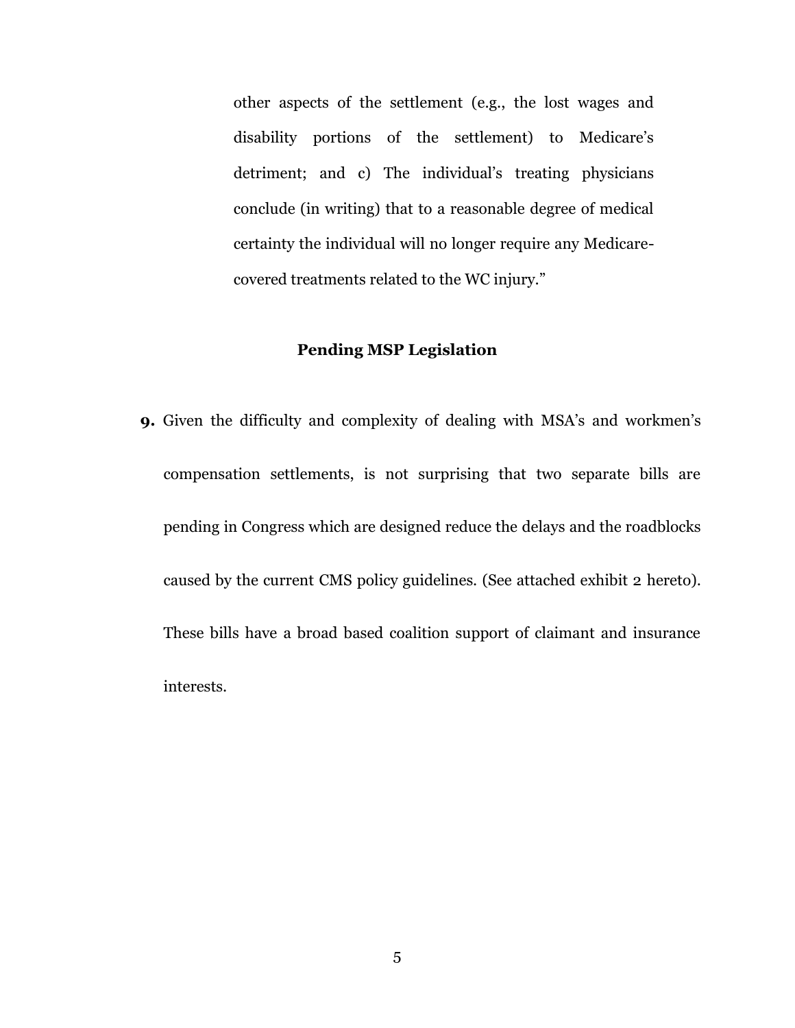> other aspects of the settlement (e.g., the lost wages and disability portions of the settlement) to Medicare's detriment; and c) The individual's treating physicians conclude (in writing) that to a reasonable degree of medical certainty the individual will no longer require any Medicare-covered treatments related to the WC injury."

## Pending MSP Legislation

**9.** Given the difficulty and complexity of dealing with MSA's and workmen's compensation settlements, is not surprising that two separate bills are pending in Congress which are designed reduce the delays and the roadblocks caused by the current CMS policy guidelines. (See attached exhibit 2 hereto). These bills have a broad based coalition support of claimant and insurance interests.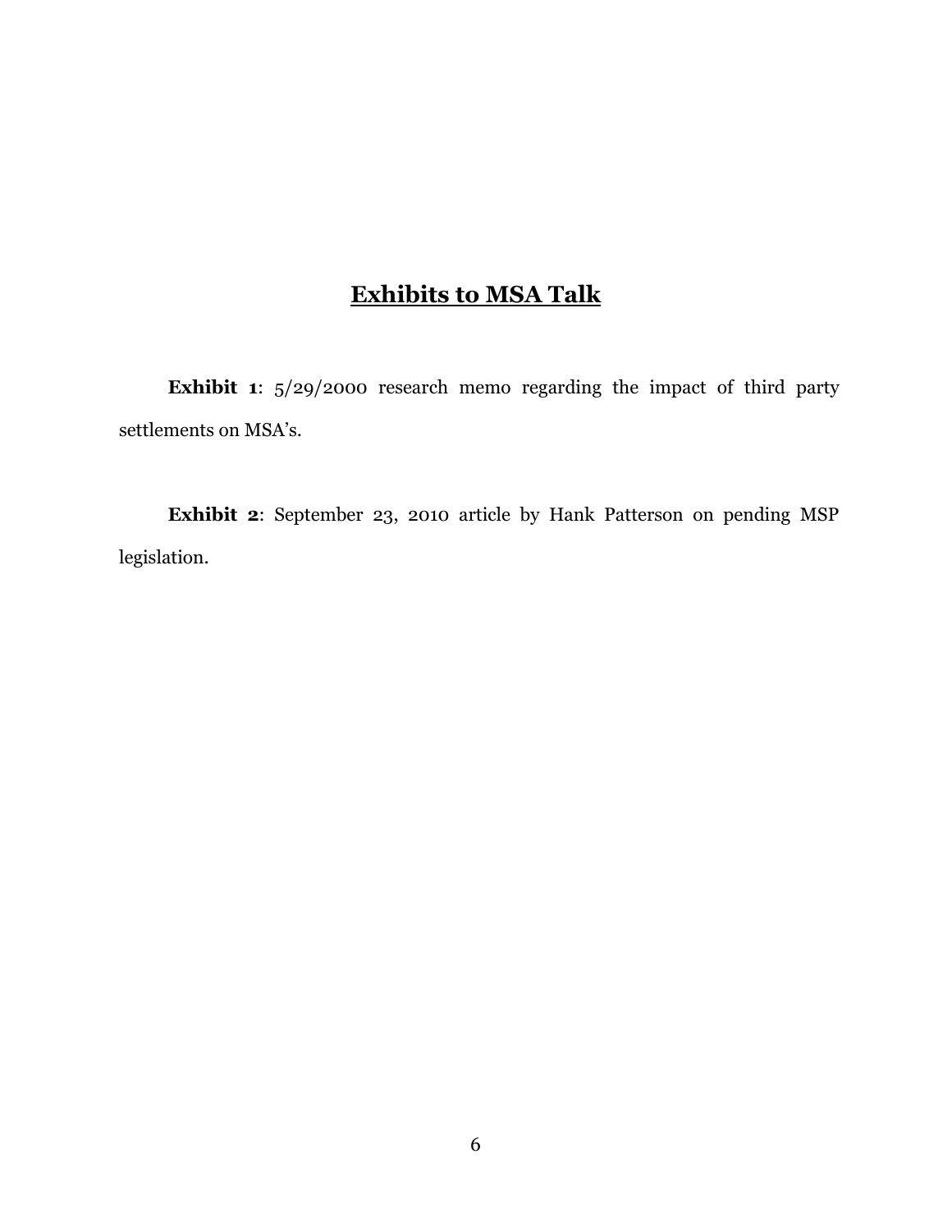## <u>Exhibits to MSA Talk</u>

**Exhibit 1**: 5/29/2000 research memo regarding the impact of third party settlements on MSA's.

**Exhibit 2**: September 23, 2010 article by Hank Patterson on pending MSP legislation.